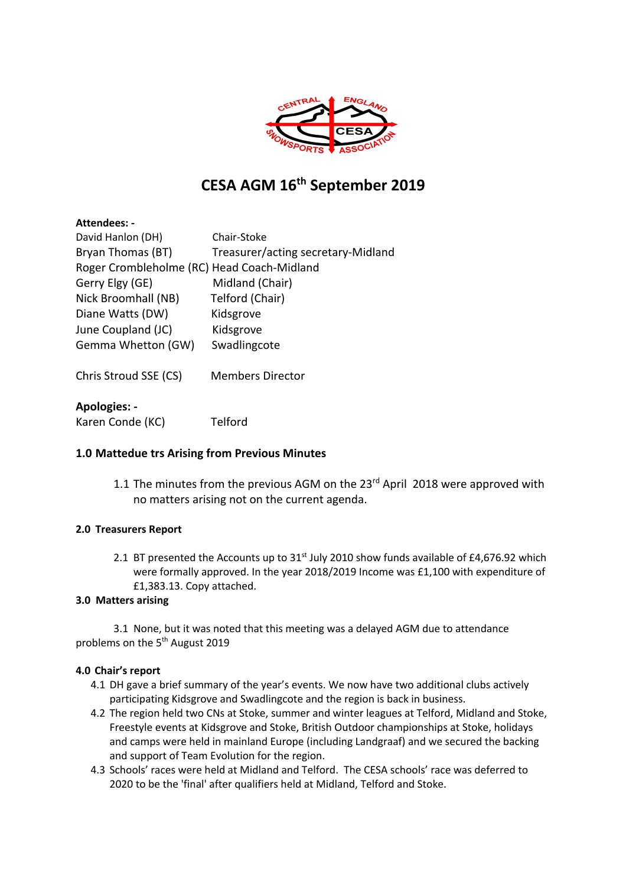# CESA AGM 16th September 2019

**Attendees: -**

| | |
|---|---|
| David Hanlon (DH) | Chair-Stoke |
| Bryan Thomas (BT) | Treasurer/acting secretary-Midland |
| Roger Crombleholme (RC) | Head Coach-Midland |
| Gerry Elgy (GE) | Midland (Chair) |
| Nick Broomhall (NB) | Telford (Chair) |
| Diane Watts (DW) | Kidsgrove |
| June Coupland (JC) | Kidsgrove |
| Gemma Whetton (GW) | Swadlingcote |
| Chris Stroud SSE (CS) | Members Director |

**Apologies: -**

Karen Conde (KC) Telford

### 1.0 Mattedue trs Arising from Previous Minutes

1.1 The minutes from the previous AGM on the 23rd April 2018 were approved with no matters arising not on the current agenda.

### 2.0 Treasurers Report

2.1 BT presented the Accounts up to 31st July 2010 show funds available of £4,676.92 which were formally approved. In the year 2018/2019 Income was £1,100 with expenditure of £1,383.13. Copy attached.

### 3.0 Matters arising

3.1 None, but it was noted that this meeting was a delayed AGM due to attendance problems on the 5th August 2019

### 4.0 Chair's report

4.1 DH gave a brief summary of the year's events. We now have two additional clubs actively participating Kidsgrove and Swadlingcote and the region is back in business.

4.2 The region held two CNs at Stoke, summer and winter leagues at Telford, Midland and Stoke, Freestyle events at Kidsgrove and Stoke, British Outdoor championships at Stoke, holidays and camps were held in mainland Europe (including Landgraaf) and we secured the backing and support of Team Evolution for the region.

4.3 Schools' races were held at Midland and Telford. The CESA schools' race was deferred to 2020 to be the 'final' after qualifiers held at Midland, Telford and Stoke.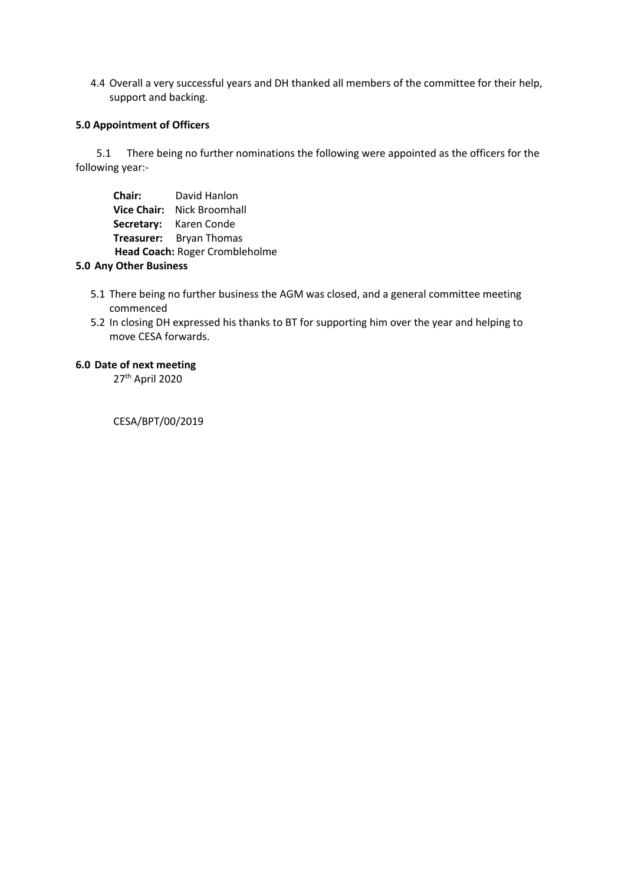4.4 Overall a very successful years and DH thanked all members of the committee for their help, support and backing.

**5.0 Appointment of Officers**

5.1 There being no further nominations the following were appointed as the officers for the following year:-

**Chair:** David Hanlon
**Vice Chair:** Nick Broomhall
**Secretary:** Karen Conde
**Treasurer:** Bryan Thomas
**Head Coach:** Roger Crombleholme

**5.0 Any Other Business**

5.1 There being no further business the AGM was closed, and a general committee meeting commenced

5.2 In closing DH expressed his thanks to BT for supporting him over the year and helping to move CESA forwards.

**6.0 Date of next meeting**

27th April 2020

CESA/BPT/00/2019